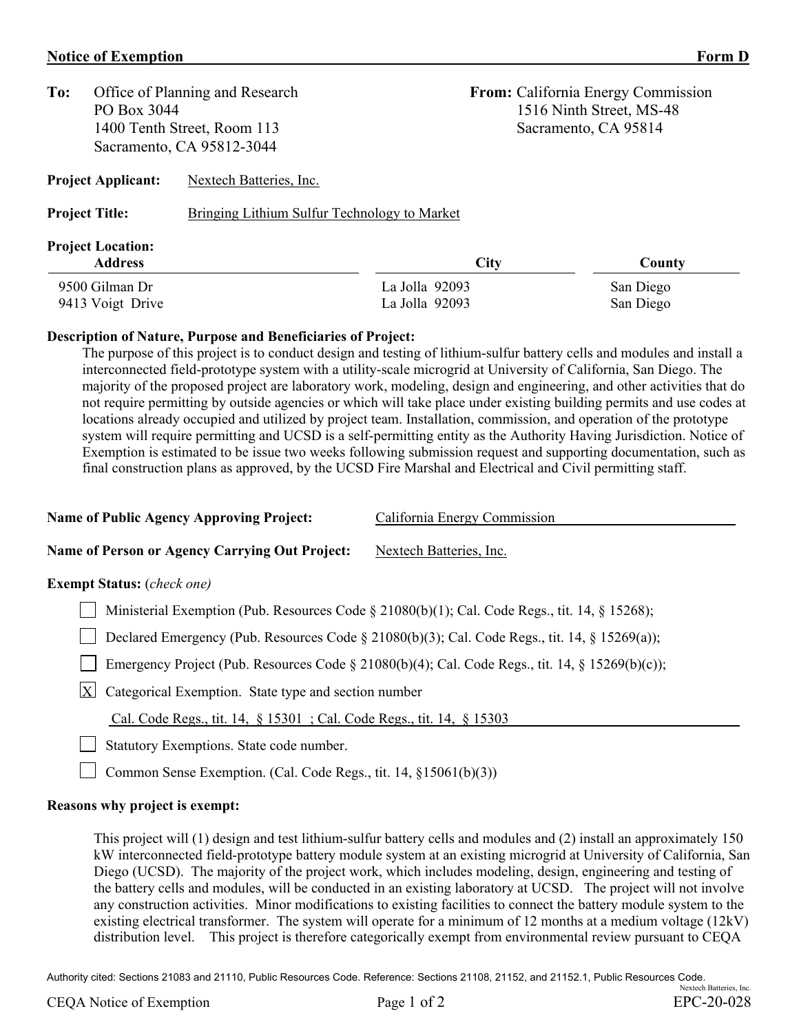**Notice of Exemption** **Form D**

**To:** Office of Planning and Research
PO Box 3044
1400 Tenth Street, Room 113
Sacramento, CA 95812-3044

**From:** California Energy Commission
1516 Ninth Street, MS-48
Sacramento, CA 95814

**Project Applicant:** Nextech Batteries, Inc.

**Project Title:** Bringing Lithium Sulfur Technology to Market

**Project Location:**

| Address | City | County |
|---|---|---|
| 9500 Gilman Dr | La Jolla 92093 | San Diego |
| 9413 Voigt Drive | La Jolla 92093 | San Diego |

**Description of Nature, Purpose and Beneficiaries of Project:**

The purpose of this project is to conduct design and testing of lithium-sulfur battery cells and modules and install a interconnected field-prototype system with a utility-scale microgrid at University of California, San Diego. The majority of the proposed project are laboratory work, modeling, design and engineering, and other activities that do not require permitting by outside agencies or which will take place under existing building permits and use codes at locations already occupied and utilized by project team. Installation, commission, and operation of the prototype system will require permitting and UCSD is a self-permitting entity as the Authority Having Jurisdiction. Notice of Exemption is estimated to be issue two weeks following submission request and supporting documentation, such as final construction plans as approved, by the UCSD Fire Marshal and Electrical and Civil permitting staff.

**Name of Public Agency Approving Project:** California Energy Commission

**Name of Person or Agency Carrying Out Project:** Nextech Batteries, Inc.

**Exempt Status:** (*check one*)

- [ ] Ministerial Exemption (Pub. Resources Code § 21080(b)(1); Cal. Code Regs., tit. 14, § 15268);
- [ ] Declared Emergency (Pub. Resources Code § 21080(b)(3); Cal. Code Regs., tit. 14, § 15269(a));
- [ ] Emergency Project (Pub. Resources Code § 21080(b)(4); Cal. Code Regs., tit. 14, § 15269(b)(c));
- [X] Categorical Exemption. State type and section number
  Cal. Code Regs., tit. 14, § 15301 ; Cal. Code Regs., tit. 14, § 15303
- [ ] Statutory Exemptions. State code number.
- [ ] Common Sense Exemption. (Cal. Code Regs., tit. 14, §15061(b)(3))

**Reasons why project is exempt:**

This project will (1) design and test lithium-sulfur battery cells and modules and (2) install an approximately 150 kW interconnected field-prototype battery module system at an existing microgrid at University of California, San Diego (UCSD). The majority of the project work, which includes modeling, design, engineering and testing of the battery cells and modules, will be conducted in an existing laboratory at UCSD. The project will not involve any construction activities. Minor modifications to existing facilities to connect the battery module system to the existing electrical transformer. The system will operate for a minimum of 12 months at a medium voltage (12kV) distribution level. This project is therefore categorically exempt from environmental review pursuant to CEQA

Authority cited: Sections 21083 and 21110, Public Resources Code. Reference: Sections 21108, 21152, and 21152.1, Public Resources Code.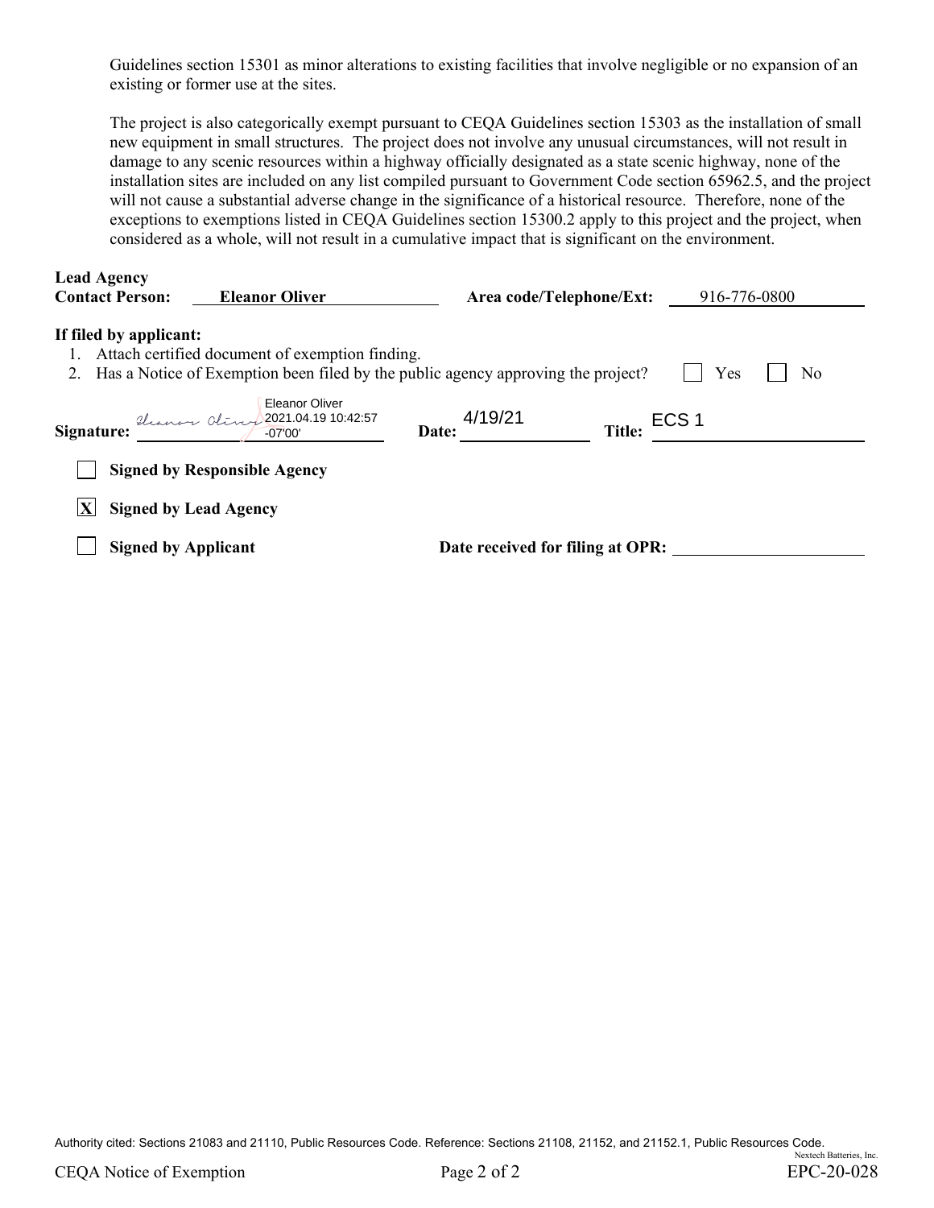Guidelines section 15301 as minor alterations to existing facilities that involve negligible or no expansion of an existing or former use at the sites.

The project is also categorically exempt pursuant to CEQA Guidelines section 15303 as the installation of small new equipment in small structures. The project does not involve any unusual circumstances, will not result in damage to any scenic resources within a highway officially designated as a state scenic highway, none of the installation sites are included on any list compiled pursuant to Government Code section 65962.5, and the project will not cause a substantial adverse change in the significance of a historical resource. Therefore, none of the exceptions to exemptions listed in CEQA Guidelines section 15300.2 apply to this project and the project, when considered as a whole, will not result in a cumulative impact that is significant on the environment.

**Lead Agency Contact Person:** Eleanor Oliver **Area code/Telephone/Ext:** 916-776-0800

**If filed by applicant:**

1. Attach certified document of exemption finding.
2. Has a Notice of Exemption been filed by the public agency approving the project? ☐ Yes ☐ No

**Signature:** Eleanor Oliver (Digitally signed: Eleanor Oliver 2021.04.19 10:42:57 -07'00') **Date:** 4/19/21 **Title:** ECS 1

☐ **Signed by Responsible Agency**

☒ **Signed by Lead Agency**

☐ **Signed by Applicant** **Date received for filing at OPR:** ____________

Authority cited: Sections 21083 and 21110, Public Resources Code. Reference: Sections 21108, 21152, and 21152.1, Public Resources Code.

Nextech Batteries, Inc.

CEQA Notice of Exemption EPC-20-028